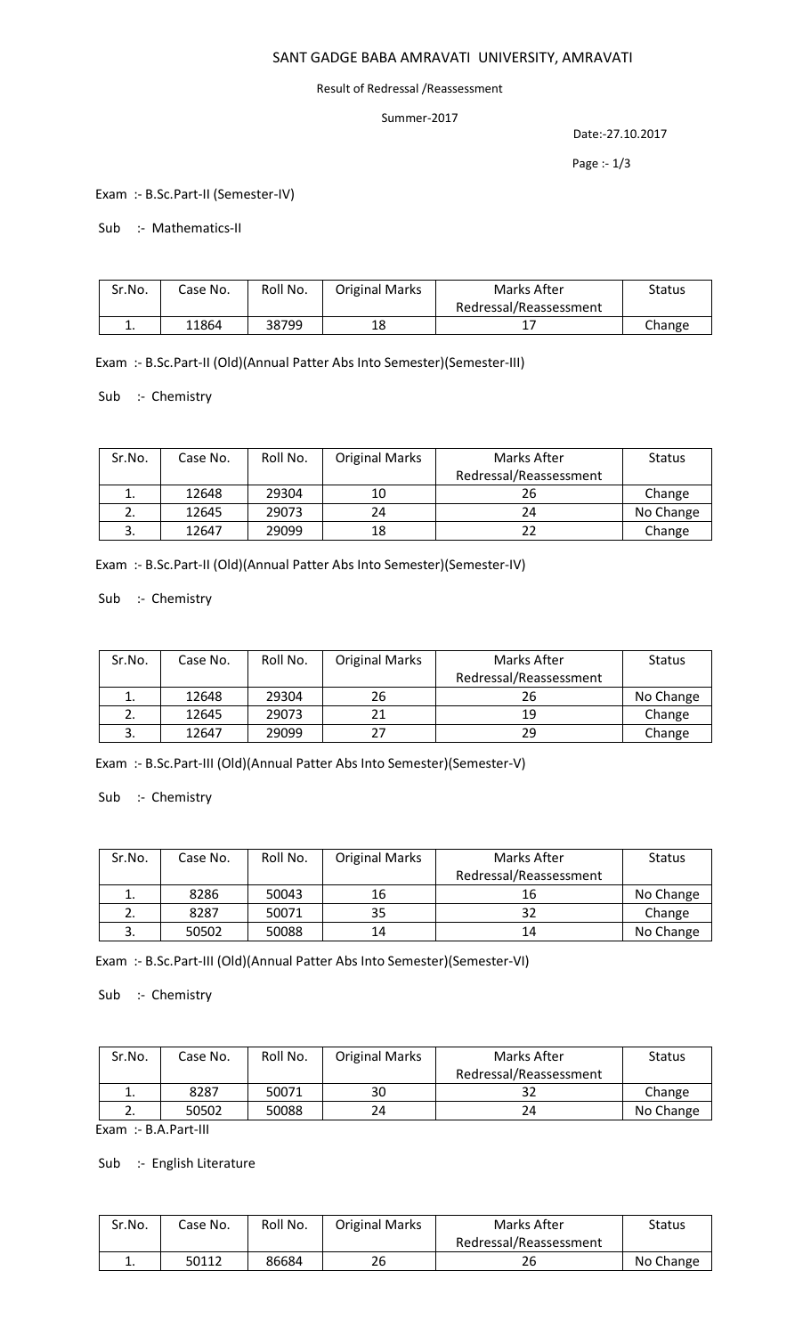# SANT GADGE BABA AMRAVATI UNIVERSITY, AMRAVATI

Result of Redressal /Reassessment

Summer-2017

Date:-27.10.2017

Exam :- B.Sc.Part-II (Semester-IV)

Sub :- Mathematics-II

| Sr.No. | Case No. | Roll No. | Original Marks | Marks After Redressal/Reassessment | Status |
|---|---|---|---|---|---|
| 1. | 11864 | 38799 | 18 | 17 | Change |

Exam :- B.Sc.Part-II (Old)(Annual Patter Abs Into Semester)(Semester-III)

Sub :- Chemistry

| Sr.No. | Case No. | Roll No. | Original Marks | Marks After Redressal/Reassessment | Status |
|---|---|---|---|---|---|
| 1. | 12648 | 29304 | 10 | 26 | Change |
| 2. | 12645 | 29073 | 24 | 24 | No Change |
| 3. | 12647 | 29099 | 18 | 22 | Change |

Exam :- B.Sc.Part-II (Old)(Annual Patter Abs Into Semester)(Semester-IV)

Sub :- Chemistry

| Sr.No. | Case No. | Roll No. | Original Marks | Marks After Redressal/Reassessment | Status |
|---|---|---|---|---|---|
| 1. | 12648 | 29304 | 26 | 26 | No Change |
| 2. | 12645 | 29073 | 21 | 19 | Change |
| 3. | 12647 | 29099 | 27 | 29 | Change |

Exam :- B.Sc.Part-III (Old)(Annual Patter Abs Into Semester)(Semester-V)

Sub :- Chemistry

| Sr.No. | Case No. | Roll No. | Original Marks | Marks After Redressal/Reassessment | Status |
|---|---|---|---|---|---|
| 1. | 8286 | 50043 | 16 | 16 | No Change |
| 2. | 8287 | 50071 | 35 | 32 | Change |
| 3. | 50502 | 50088 | 14 | 14 | No Change |

Exam :- B.Sc.Part-III (Old)(Annual Patter Abs Into Semester)(Semester-VI)

Sub :- Chemistry

| Sr.No. | Case No. | Roll No. | Original Marks | Marks After Redressal/Reassessment | Status |
|---|---|---|---|---|---|
| 1. | 8287 | 50071 | 30 | 32 | Change |
| 2. | 50502 | 50088 | 24 | 24 | No Change |

Exam :- B.A.Part-III

Sub :- English Literature

| Sr.No. | Case No. | Roll No. | Original Marks | Marks After Redressal/Reassessment | Status |
|---|---|---|---|---|---|
| 1. | 50112 | 86684 | 26 | 26 | No Change |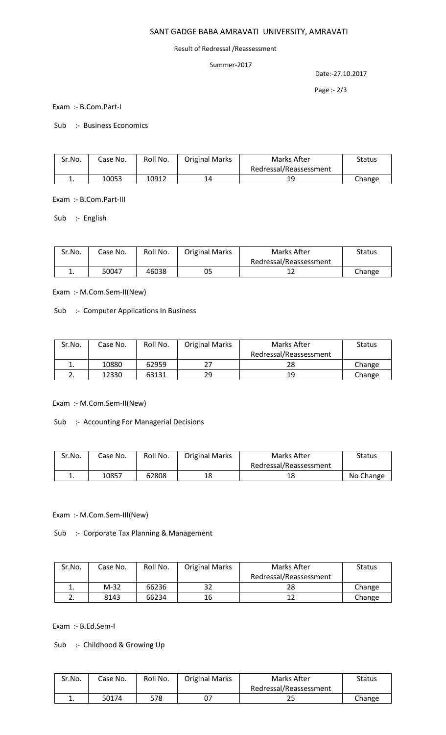# SANT GADGE BABA AMRAVATI UNIVERSITY, AMRAVATI

Result of Redressal /Reassessment

Summer-2017

Date:-27.10.2017

Exam :- B.Com.Part-I

Sub :- Business Economics

| Sr.No. | Case No. | Roll No. | Original Marks | Marks After Redressal/Reassessment | Status |
|---|---|---|---|---|---|
| 1. | 10053 | 10912 | 14 | 19 | Change |

Exam :- B.Com.Part-III

Sub :- English

| Sr.No. | Case No. | Roll No. | Original Marks | Marks After Redressal/Reassessment | Status |
|---|---|---|---|---|---|
| 1. | 50047 | 46038 | 05 | 12 | Change |

Exam :- M.Com.Sem-II(New)

Sub :- Computer Applications In Business

| Sr.No. | Case No. | Roll No. | Original Marks | Marks After Redressal/Reassessment | Status |
|---|---|---|---|---|---|
| 1. | 10880 | 62959 | 27 | 28 | Change |
| 2. | 12330 | 63131 | 29 | 19 | Change |

Exam :- M.Com.Sem-II(New)

Sub :- Accounting For Managerial Decisions

| Sr.No. | Case No. | Roll No. | Original Marks | Marks After Redressal/Reassessment | Status |
|---|---|---|---|---|---|
| 1. | 10857 | 62808 | 18 | 18 | No Change |

Exam :- M.Com.Sem-III(New)

Sub :- Corporate Tax Planning & Management

| Sr.No. | Case No. | Roll No. | Original Marks | Marks After Redressal/Reassessment | Status |
|---|---|---|---|---|---|
| 1. | M-32 | 66236 | 32 | 28 | Change |
| 2. | 8143 | 66234 | 16 | 12 | Change |

Exam :- B.Ed.Sem-I

Sub :- Childhood & Growing Up

| Sr.No. | Case No. | Roll No. | Original Marks | Marks After Redressal/Reassessment | Status |
|---|---|---|---|---|---|
| 1. | 50174 | 578 | 07 | 25 | Change |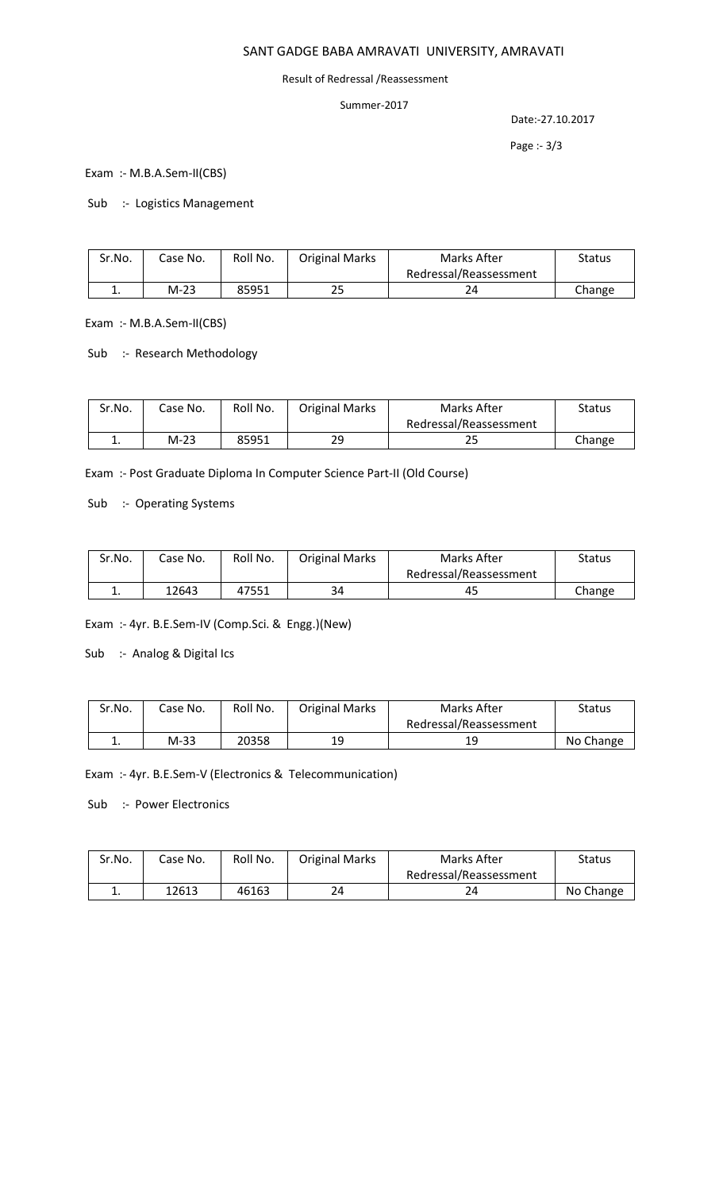# SANT GADGE BABA AMRAVATI UNIVERSITY, AMRAVATI

Result of Redressal /Reassessment

Summer-2017

Date:-27.10.2017

Exam :- M.B.A.Sem-II(CBS)

Sub :- Logistics Management

| Sr.No. | Case No. | Roll No. | Original Marks | Marks After Redressal/Reassessment | Status |
|---|---|---|---|---|---|
| 1. | M-23 | 85951 | 25 | 24 | Change |

Exam :- M.B.A.Sem-II(CBS)

Sub :- Research Methodology

| Sr.No. | Case No. | Roll No. | Original Marks | Marks After Redressal/Reassessment | Status |
|---|---|---|---|---|---|
| 1. | M-23 | 85951 | 29 | 25 | Change |

Exam :- Post Graduate Diploma In Computer Science Part-II (Old Course)

Sub :- Operating Systems

| Sr.No. | Case No. | Roll No. | Original Marks | Marks After Redressal/Reassessment | Status |
|---|---|---|---|---|---|
| 1. | 12643 | 47551 | 34 | 45 | Change |

Exam :- 4yr. B.E.Sem-IV (Comp.Sci. & Engg.)(New)

Sub :- Analog & Digital Ics

| Sr.No. | Case No. | Roll No. | Original Marks | Marks After Redressal/Reassessment | Status |
|---|---|---|---|---|---|
| 1. | M-33 | 20358 | 19 | 19 | No Change |

Exam :- 4yr. B.E.Sem-V (Electronics & Telecommunication)

Sub :- Power Electronics

| Sr.No. | Case No. | Roll No. | Original Marks | Marks After Redressal/Reassessment | Status |
|---|---|---|---|---|---|
| 1. | 12613 | 46163 | 24 | 24 | No Change |